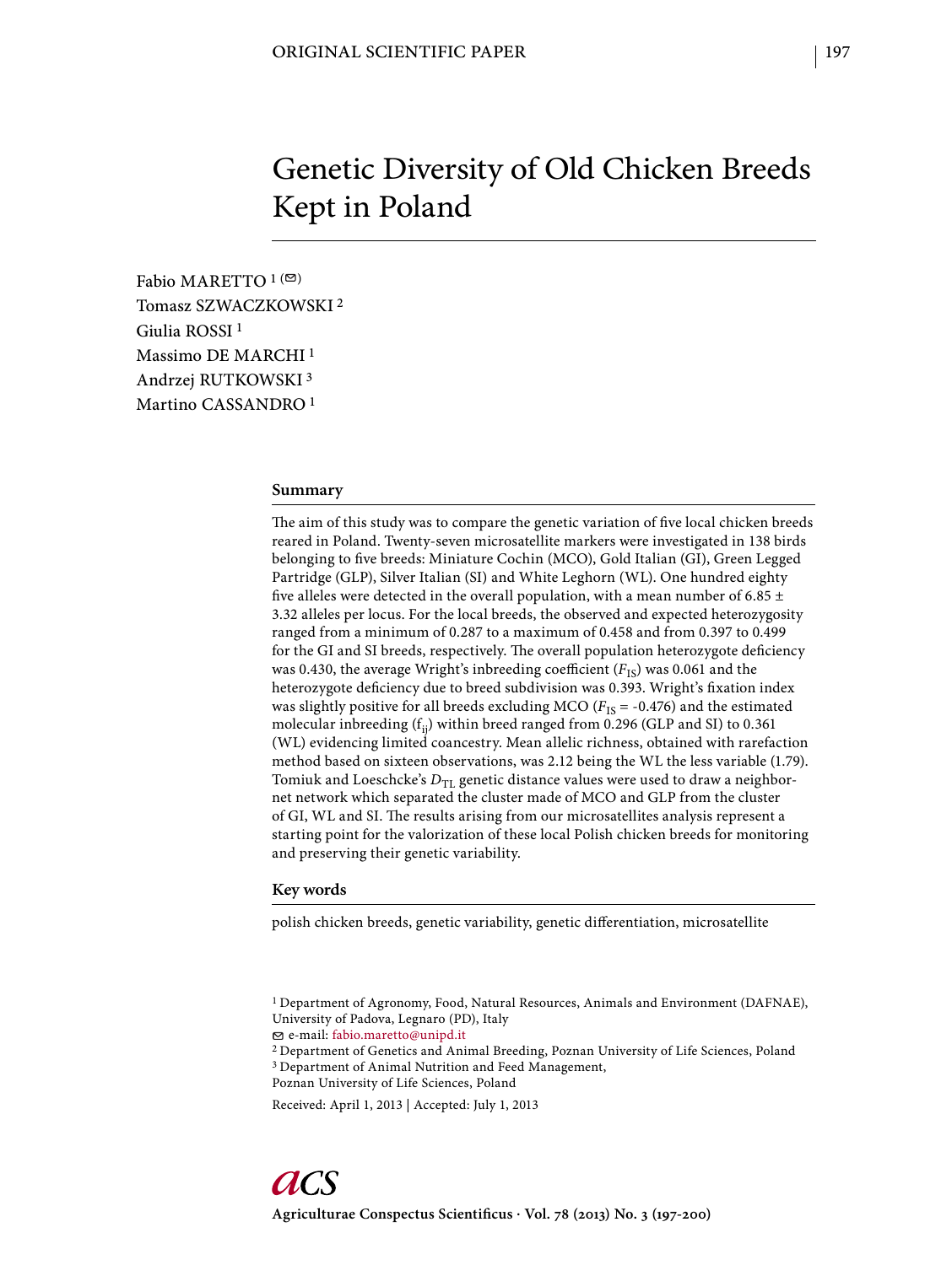ORIGINAL SCIENTIFIC PAPER

# Genetic Diversity of Old Chicken Breeds Kept in Poland

Fabio MARETTO [1] (✉)
Tomasz SZWACZKOWSKI [2]
Giulia ROSSI [1]
Massimo DE MARCHI [1]
Andrzej RUTKOWSKI [3]
Martino CASSANDRO [1]

## Summary

The aim of this study was to compare the genetic variation of five local chicken breeds reared in Poland. Twenty-seven microsatellite markers were investigated in 138 birds belonging to five breeds: Miniature Cochin (MCO), Gold Italian (GI), Green Legged Partridge (GLP), Silver Italian (SI) and White Leghorn (WL). One hundred eighty five alleles were detected in the overall population, with a mean number of 6.85 ± 3.32 alleles per locus. For the local breeds, the observed and expected heterozygosity ranged from a minimum of 0.287 to a maximum of 0.458 and from 0.397 to 0.499 for the GI and SI breeds, respectively. The overall population heterozygote deficiency was 0.430, the average Wright's inbreeding coefficient ($F_{IS}$) was 0.061 and the heterozygote deficiency due to breed subdivision was 0.393. Wright's fixation index was slightly positive for all breeds excluding MCO ($F_{IS}$ = -0.476) and the estimated molecular inbreeding ($f_{ij}$) within breed ranged from 0.296 (GLP and SI) to 0.361 (WL) evidencing limited coancestry. Mean allelic richness, obtained with rarefaction method based on sixteen observations, was 2.12 being the WL the less variable (1.79). Tomiuk and Loeschcke's $D_{TL}$ genetic distance values were used to draw a neighbor-net network which separated the cluster made of MCO and GLP from the cluster of GI, WL and SI. The results arising from our microsatellites analysis represent a starting point for the valorization of these local Polish chicken breeds for monitoring and preserving their genetic variability.

## Key words

polish chicken breeds, genetic variability, genetic differentiation, microsatellite

[1] Department of Agronomy, Food, Natural Resources, Animals and Environment (DAFNAE), University of Padova, Legnaro (PD), Italy
✉ e-mail: fabio.maretto@unipd.it
[2] Department of Genetics and Animal Breeding, Poznan University of Life Sciences, Poland
[3] Department of Animal Nutrition and Feed Management, Poznan University of Life Sciences, Poland

Received: April 1, 2013 | Accepted: July 1, 2013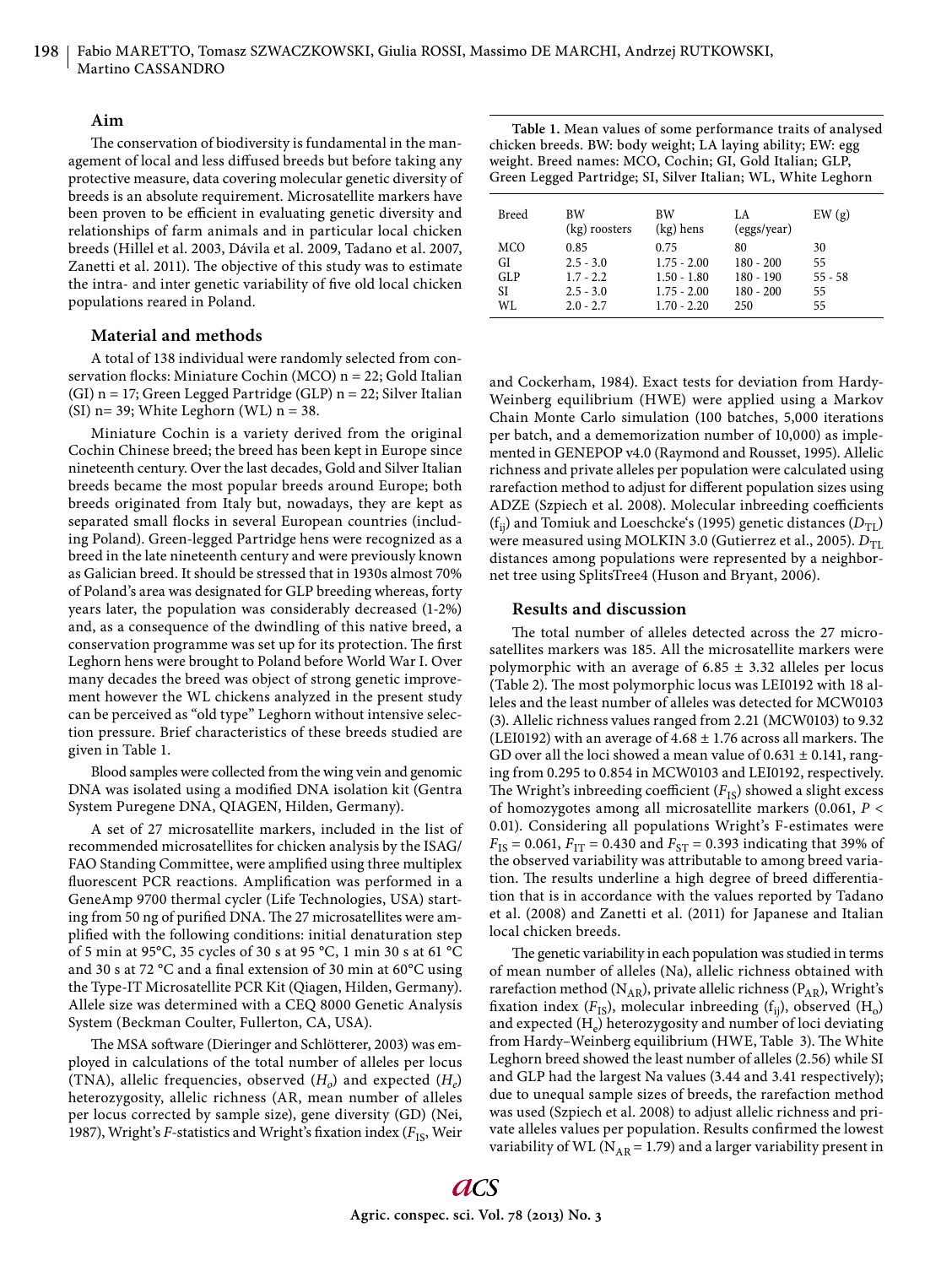## Aim

The conservation of biodiversity is fundamental in the management of local and less diffused breeds but before taking any protective measure, data covering molecular genetic diversity of breeds is an absolute requirement. Microsatellite markers have been proven to be efficient in evaluating genetic diversity and relationships of farm animals and in particular local chicken breeds (Hillel et al. 2003, Dávila et al. 2009, Tadano et al. 2007, Zanetti et al. 2011). The objective of this study was to estimate the intra- and inter genetic variability of five old local chicken populations reared in Poland.

## Material and methods

A total of 138 individual were randomly selected from conservation flocks: Miniature Cochin (MCO) n = 22; Gold Italian (GI) n = 17; Green Legged Partridge (GLP) n = 22; Silver Italian (SI) n= 39; White Leghorn (WL) n = 38.

Miniature Cochin is a variety derived from the original Cochin Chinese breed; the breed has been kept in Europe since nineteenth century. Over the last decades, Gold and Silver Italian breeds became the most popular breeds around Europe; both breeds originated from Italy but, nowadays, they are kept as separated small flocks in several European countries (including Poland). Green-legged Partridge hens were recognized as a breed in the late nineteenth century and were previously known as Galician breed. It should be stressed that in 1930s almost 70% of Poland's area was designated for GLP breeding whereas, forty years later, the population was considerably decreased (1-2%) and, as a consequence of the dwindling of this native breed, a conservation programme was set up for its protection. The first Leghorn hens were brought to Poland before World War I. Over many decades the breed was object of strong genetic improvement however the WL chickens analyzed in the present study can be perceived as "old type" Leghorn without intensive selection pressure. Brief characteristics of these breeds studied are given in Table 1.

**Table 1.** Mean values of some performance traits of analysed chicken breeds. BW: body weight; LA laying ability; EW: egg weight. Breed names: MCO, Cochin; GI, Gold Italian; GLP, Green Legged Partridge; SI, Silver Italian; WL, White Leghorn

| Breed | BW (kg) roosters | BW (kg) hens | LA (eggs/year) | EW (g) |
|---|---|---|---|---|
| MCO | 0.85 | 0.75 | 80 | 30 |
| GI | 2.5 - 3.0 | 1.75 - 2.00 | 180 - 200 | 55 |
| GLP | 1.7 - 2.2 | 1.50 - 1.80 | 180 - 190 | 55 - 58 |
| SI | 2.5 - 3.0 | 1.75 - 2.00 | 180 - 200 | 55 |
| WL | 2.0 - 2.7 | 1.70 - 2.20 | 250 | 55 |

Blood samples were collected from the wing vein and genomic DNA was isolated using a modified DNA isolation kit (Gentra System Puregene DNA, QIAGEN, Hilden, Germany).

A set of 27 microsatellite markers, included in the list of recommended microsatellites for chicken analysis by the ISAG/FAO Standing Committee, were amplified using three multiplex fluorescent PCR reactions. Amplification was performed in a GeneAmp 9700 thermal cycler (Life Technologies, USA) starting from 50 ng of purified DNA. The 27 microsatellites were amplified with the following conditions: initial denaturation step of 5 min at 95°C, 35 cycles of 30 s at 95 °C, 1 min 30 s at 61 °C and 30 s at 72 °C and a final extension of 30 min at 60°C using the Type-IT Microsatellite PCR Kit (Qiagen, Hilden, Germany). Allele size was determined with a CEQ 8000 Genetic Analysis System (Beckman Coulter, Fullerton, CA, USA).

The MSA software (Dieringer and Schlötterer, 2003) was employed in calculations of the total number of alleles per locus (TNA), allelic frequencies, observed ($H_o$) and expected ($H_e$) heterozygosity, allelic richness (AR, mean number of alleles per locus corrected by sample size), gene diversity (GD) (Nei, 1987), Wright's *F*-statistics and Wright's fixation index ($F_{IS}$, Weir and Cockerham, 1984). Exact tests for deviation from Hardy-Weinberg equilibrium (HWE) were applied using a Markov Chain Monte Carlo simulation (100 batches, 5,000 iterations per batch, and a dememorization number of 10,000) as implemented in GENEPOP v4.0 (Raymond and Rousset, 1995). Allelic richness and private alleles per population were calculated using rarefaction method to adjust for different population sizes using ADZE (Szpiech et al. 2008). Molecular inbreeding coefficients ($f_{ij}$) and Tomiuk and Loeschcke's (1995) genetic distances ($D_{TL}$) were measured using MOLKIN 3.0 (Gutierrez et al., 2005). $D_{TL}$ distances among populations were represented by a neighbor-net tree using SplitsTree4 (Huson and Bryant, 2006).

## Results and discussion

The total number of alleles detected across the 27 microsatellites markers was 185. All the microsatellite markers were polymorphic with an average of 6.85 ± 3.32 alleles per locus (Table 2). The most polymorphic locus was LEI0192 with 18 alleles and the least number of alleles was detected for MCW0103 (3). Allelic richness values ranged from 2.21 (MCW0103) to 9.32 (LEI0192) with an average of 4.68 ± 1.76 across all markers. The GD over all the loci showed a mean value of 0.631 ± 0.141, ranging from 0.295 to 0.854 in MCW0103 and LEI0192, respectively. The Wright's inbreeding coefficient ($F_{IS}$) showed a slight excess of homozygotes among all microsatellite markers (0.061, $P < 0.01$). Considering all populations Wright's F-estimates were $F_{IS} = 0.061$, $F_{IT} = 0.430$ and $F_{ST} = 0.393$ indicating that 39% of the observed variability was attributable to among breed variation. The results underline a high degree of breed differentiation that is in accordance with the values reported by Tadano et al. (2008) and Zanetti et al. (2011) for Japanese and Italian local chicken breeds.

The genetic variability in each population was studied in terms of mean number of alleles (Na), allelic richness obtained with rarefaction method ($N_{AR}$), private allelic richness ($P_{AR}$), Wright's fixation index ($F_{IS}$), molecular inbreeding ($f_{ij}$), observed ($H_o$) and expected ($H_e$) heterozygosity and number of loci deviating from Hardy–Weinberg equilibrium (HWE, Table 3). The White Leghorn breed showed the least number of alleles (2.56) while SI and GLP had the largest Na values (3.44 and 3.41 respectively); due to unequal sample sizes of breeds, the rarefaction method was used (Szpiech et al. 2008) to adjust allelic richness and private alleles values per population. Results confirmed the lowest variability of WL ($N_{AR} = 1.79$) and a larger variability present in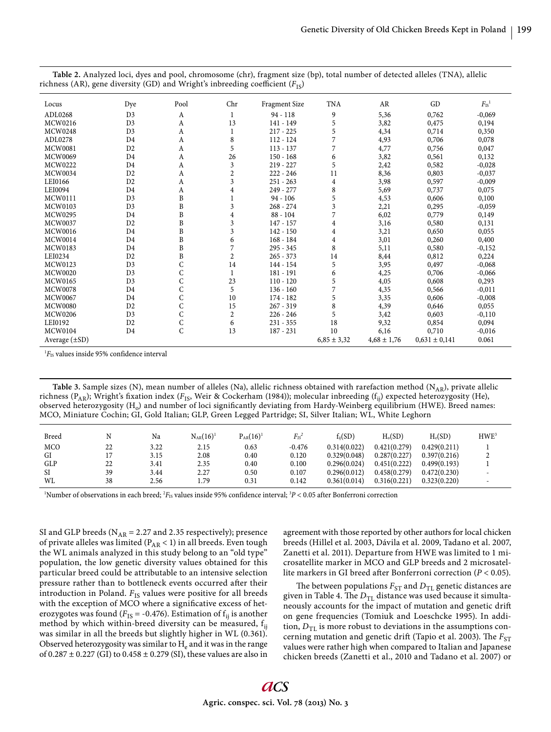**Table 2.** Analyzed loci, dyes and pool, chromosome (chr), fragment size (bp), total number of detected alleles (TNA), allelic richness (AR), gene diversity (GD) and Wright's inbreeding coefficient ($F_{IS}$)

| Locus | Dye | Pool | Chr | Fragment Size | TNA | AR | GD | $F_{IS}$[1] |
|---|---|---|---|---|---|---|---|---|
| ADL0268 | D3 | A | 1 | 94 - 118 | 9 | 5,36 | 0,762 | -0,069 |
| MCW0216 | D3 | A | 13 | 141 - 149 | 5 | 3,82 | 0,475 | 0,194 |
| MCW0248 | D3 | A | 1 | 217 - 225 | 5 | 4,34 | 0,714 | 0,350 |
| ADL0278 | D4 | A | 8 | 112 - 124 | 7 | 4,93 | 0,706 | 0,078 |
| MCW0081 | D2 | A | 5 | 113 - 137 | 7 | 4,77 | 0,756 | 0,047 |
| MCW0069 | D4 | A | 26 | 150 - 168 | 6 | 3,82 | 0,561 | 0,132 |
| MCW0222 | D4 | A | 3 | 219 - 227 | 5 | 2,42 | 0,582 | -0,028 |
| MCW0034 | D2 | A | 2 | 222 - 246 | 11 | 8,36 | 0,803 | -0,037 |
| LEI0166 | D2 | A | 3 | 251 - 263 | 4 | 3,98 | 0,597 | -0,009 |
| LEI0094 | D4 | A | 4 | 249 - 277 | 8 | 5,69 | 0,737 | 0,075 |
| MCW0111 | D3 | B | 1 | 94 - 106 | 5 | 4,53 | 0,606 | 0,100 |
| MCW0103 | D3 | B | 3 | 268 - 274 | 3 | 2,21 | 0,295 | -0,059 |
| MCW0295 | D4 | B | 4 | 88 - 104 | 7 | 6,02 | 0,779 | 0,149 |
| MCW0037 | D2 | B | 3 | 147 - 157 | 4 | 3,16 | 0,580 | 0,131 |
| MCW0016 | D4 | B | 3 | 142 - 150 | 4 | 3,21 | 0,650 | 0,055 |
| MCW0014 | D4 | B | 6 | 168 - 184 | 4 | 3,01 | 0,260 | 0,400 |
| MCW0183 | D4 | B | 7 | 295 - 345 | 8 | 5,11 | 0,580 | -0,152 |
| LEI0234 | D2 | B | 2 | 265 - 373 | 14 | 8,44 | 0,812 | 0,224 |
| MCW0123 | D3 | C | 14 | 144 - 154 | 5 | 3,95 | 0,497 | -0,068 |
| MCW0020 | D3 | C | 1 | 181 - 191 | 6 | 4,25 | 0,706 | -0,066 |
| MCW0165 | D3 | C | 23 | 110 - 120 | 5 | 4,05 | 0,608 | 0,293 |
| MCW0078 | D4 | C | 5 | 136 - 160 | 7 | 4,35 | 0,566 | -0,011 |
| MCW0067 | D4 | C | 10 | 174 - 182 | 5 | 3,35 | 0,606 | -0,008 |
| MCW0080 | D2 | C | 15 | 267 - 319 | 8 | 4,39 | 0,646 | 0,055 |
| MCW0206 | D3 | C | 2 | 226 - 246 | 5 | 3,42 | 0,603 | -0,110 |
| LEI0192 | D2 | C | 6 | 231 - 355 | 18 | 9,32 | 0,854 | 0,094 |
| MCW0104 | D4 | C | 13 | 187 - 231 | 10 | 6,16 | 0,710 | -0,016 |
| Average (±SD) | | | | | 6,85 ± 3,32 | 4,68 ± 1,76 | 0,631 ± 0,141 | 0.061 |

[1]$F_{IS}$ values inside 95% confidence interval

**Table 3.** Sample sizes (N), mean number of alleles (Na), allelic richness obtained with rarefaction method ($N_{AR}$), private allelic richness ($P_{AR}$); Wright's fixation index ($F_{IS}$, Weir & Cockerham (1984)); molecular inbreeding ($f_{ij}$) expected heterozygosity (He), observed heterozygosity ($H_o$) and number of loci significantly deviating from Hardy-Weinberg equilibrium (HWE). Breed names: MCO, Miniature Cochin; GI, Gold Italian; GLP, Green Legged Partridge; SI, Silver Italian; WL, White Leghorn

| Breed | N | Na | $N_{AR}(16)$[1] | $P_{AR}(16)$[1] | $F_{IS}$[2] | $f_{ij}$(SD) | $H_o$(SD) | $H_e$(SD) | HWE[3] |
|---|---|---|---|---|---|---|---|---|---|
| MCO | 22 | 3.22 | 2.15 | 0.63 | -0.476 | 0.314(0.022) | 0.421(0.279) | 0.429(0.211) | 1 |
| GI | 17 | 3.15 | 2.08 | 0.40 | 0.120 | 0.329(0.048) | 0.287(0.227) | 0.397(0.216) | 2 |
| GLP | 22 | 3.41 | 2.35 | 0.40 | 0.100 | 0.296(0.024) | 0.451(0.222) | 0.499(0.193) | 1 |
| SI | 39 | 3.44 | 2.27 | 0.50 | 0.107 | 0.296(0.012) | 0.458(0.279) | 0.472(0.230) | - |
| WL | 38 | 2.56 | 1.79 | 0.31 | 0.142 | 0.361(0.014) | 0.316(0.221) | 0.323(0.220) | - |

[1]Number of observations in each breed; [2]$F_{IS}$ values inside 95% confidence interval; [3]$P < 0.05$ after Bonferroni correction

SI and GLP breeds ($N_{AR}$ = 2.27 and 2.35 respectively); presence of private alleles was limited ($P_{AR} < 1$) in all breeds. Even tough the WL animals analyzed in this study belong to an "old type" population, the low genetic diversity values obtained for this particular breed could be attributable to an intensive selection pressure rather than to bottleneck events occurred after their introduction in Poland. $F_{IS}$ values were positive for all breeds with the exception of MCO where a significative excess of heterozygotes was found ($F_{IS}$ = -0.476). Estimation of $f_{ij}$ is another method by which within-breed diversity can be measured, $f_{ij}$ was similar in all the breeds but slightly higher in WL (0.361). Observed heterozygosity was similar to $H_e$ and it was in the range of 0.287 ± 0.227 (GI) to 0.458 ± 0.279 (SI), these values are also in agreement with those reported by other authors for local chicken breeds (Hillel et al. 2003, Dávila et al. 2009, Tadano et al. 2007, Zanetti et al. 2011). Departure from HWE was limited to 1 microsatellite marker in MCO and GLP breeds and 2 microsatellite markers in GI breed after Bonferroni correction ($P < 0.05$).

The between populations $F_{ST}$ and $D_{TL}$ genetic distances are given in Table 4. The $D_{TL}$ distance was used because it simultaneously accounts for the impact of mutation and genetic drift on gene frequencies (Tomiuk and Loeschcke 1995). In addition, $D_{TL}$ is more robust to deviations in the assumptions concerning mutation and genetic drift (Tapio et al. 2003). The $F_{ST}$ values were rather high when compared to Italian and Japanese chicken breeds (Zanetti et al., 2010 and Tadano et al. 2007) or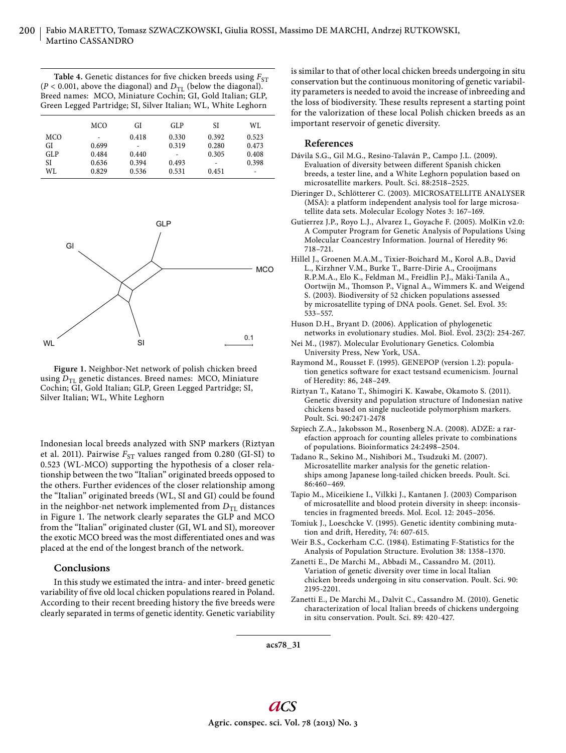**Table 4.** Genetic distances for five chicken breeds using $F_{ST}$ ($P < 0.001$, above the diagonal) and $D_{TL}$ (below the diagonal). Breed names: MCO, Miniature Cochin; GI, Gold Italian; GLP, Green Legged Partridge; SI, Silver Italian; WL, White Leghorn

| | MCO | GI | GLP | SI | WL |
|---|---|---|---|---|---|
| MCO | - | 0.418 | 0.330 | 0.392 | 0.523 |
| GI | 0.699 | - | 0.319 | 0.280 | 0.473 |
| GLP | 0.484 | 0.440 | - | 0.305 | 0.408 |
| SI | 0.636 | 0.394 | 0.493 | - | 0.398 |
| WL | 0.829 | 0.536 | 0.531 | 0.451 | - |

GLP
GI
MCO
WL
SI
0.1

**Figure 1.** Neighbor-Net network of polish chicken breed using $D_{TL}$ genetic distances. Breed names: MCO, Miniature Cochin; GI, Gold Italian; GLP, Green Legged Partridge; SI, Silver Italian; WL, White Leghorn

Indonesian local breeds analyzed with SNP markers (Riztyan et al. 2011). Pairwise $F_{ST}$ values ranged from 0.280 (GI-SI) to 0.523 (WL-MCO) supporting the hypothesis of a closer relationship between the two "Italian" originated breeds opposed to the others. Further evidences of the closer relationship among the "Italian" originated breeds (WL, SI and GI) could be found in the neighbor-net network implemented from $D_{TL}$ distances in Figure 1. The network clearly separates the GLP and MCO from the "Italian" originated cluster (GI, WL and SI), moreover the exotic MCO breed was the most differentiated ones and was placed at the end of the longest branch of the network.

## Conclusions

In this study we estimated the intra- and inter- breed genetic variability of five old local chicken populations reared in Poland. According to their recent breeding history the five breeds were clearly separated in terms of genetic identity. Genetic variability is similar to that of other local chicken breeds undergoing in situ conservation but the continuous monitoring of genetic variability parameters is needed to avoid the increase of inbreeding and the loss of biodiversity. These results represent a starting point for the valorization of these local Polish chicken breeds as an important reservoir of genetic diversity.

## References

Dávila S.G., Gil M.G., Resino-Talaván P., Campo J.L. (2009). Evaluation of diversity between different Spanish chicken breeds, a tester line, and a White Leghorn population based on microsatellite markers. Poult. Sci. 88:2518–2525.

Dieringer D., Schlötterer C. (2003). MICROSATELLITE ANALYSER (MSA): a platform independent analysis tool for large microsatellite data sets. Molecular Ecology Notes 3: 167–169.

Gutierrez J.P., Royo L.J., Alvarez I., Goyache F. (2005). MolKin v2.0: A Computer Program for Genetic Analysis of Populations Using Molecular Coancestry Information. Journal of Heredity 96: 718–721.

Hillel J., Groenen M.A.M., Tixier-Boichard M., Korol A.B., David L., Kirzhner V.M., Burke T., Barre-Dirie A., Crooijmans R.P.M.A., Elo K., Feldman M., Freidlin P.J., Mäki-Tanila A., Oortwijn M., Thomson P., Vignal A., Wimmers K. and Weigend S. (2003). Biodiversity of 52 chicken populations assessed by microsatellite typing of DNA pools. Genet. Sel. Evol. 35: 533–557.

Huson D.H., Bryant D. (2006). Application of phylogenetic networks in evolutionary studies. Mol. Biol. Evol. 23(2): 254-267.

Nei M., (1987). Molecular Evolutionary Genetics. Colombia University Press, New York, USA.

Raymond M., Rousset F. (1995). GENEPOP (version 1.2): population genetics software for exact testsand ecumenicism. Journal of Heredity: 86, 248–249.

Riztyan T., Katano T., Shimogiri K. Kawabe, Okamoto S. (2011). Genetic diversity and population structure of Indonesian native chickens based on single nucleotide polymorphism markers. Poult. Sci. 90:2471-2478

Szpiech Z.A., Jakobsson M., Rosenberg N.A. (2008). ADZE: a rarefaction approach for counting alleles private to combinations of populations. Bioinformatics 24:2498–2504.

Tadano R., Sekino M., Nishibori M., Tsudzuki M. (2007). Microsatellite marker analysis for the genetic relationships among Japanese long-tailed chicken breeds. Poult. Sci. 86:460–469.

Tapio M., Miceikiene I., Vilkki J., Kantanen J. (2003) Comparison of microsatellite and blood protein diversity in sheep: inconsistencies in fragmented breeds. Mol. Ecol. 12: 2045–2056.

Tomiuk J., Loeschcke V. (1995). Genetic identity combining mutation and drift, Heredity, 74: 607-615.

Weir B.S., Cockerham C.C. (1984). Estimating F-Statistics for the Analysis of Population Structure. Evolution 38: 1358–1370.

Zanetti E., De Marchi M., Abbadi M., Cassandro M. (2011). Variation of genetic diversity over time in local Italian chicken breeds undergoing in situ conservation. Poult. Sci. 90: 2195-2201.

Zanetti E., De Marchi M., Dalvit C., Cassandro M. (2010). Genetic characterization of local Italian breeds of chickens undergoing in situ conservation. Poult. Sci. 89: 420-427.

**acs78_31**